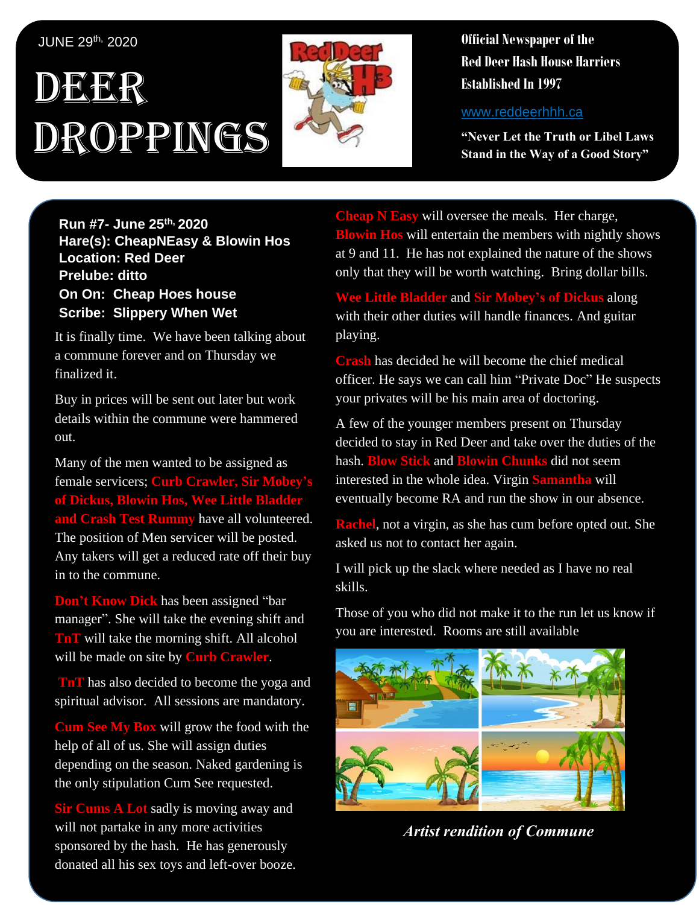JUNE 29th, 2020

# DEER DROPPINGS

**Official Newspaper of the Red Deer Hash House Harriers Established In 1997**

www.reddeerhhh.ca

**"Never Let the Truth or Libel Laws Stand in the Way of a Good Story"**

**Run #7- June 25th, 2020**
**Hare(s): CheapNEasy & Blowin Hos**
**Location: Red Deer**
**Prelube: ditto**
**On On: Cheap Hoes house**
**Scribe: Slippery When Wet**

It is finally time. We have been talking about a commune forever and on Thursday we finalized it.

Buy in prices will be sent out later but work details within the commune were hammered out.

Many of the men wanted to be assigned as female servicers; **Curb Crawler, Sir Mobey's of Dickus, Blowin Hos, Wee Little Bladder and Crash Test Rummy** have all volunteered. The position of Men servicer will be posted. Any takers will get a reduced rate off their buy in to the commune.

**Don't Know Dick** has been assigned "bar manager". She will take the evening shift and **TnT** will take the morning shift. All alcohol will be made on site by **Curb Crawler**.

**TnT** has also decided to become the yoga and spiritual advisor. All sessions are mandatory.

**Cum See My Box** will grow the food with the help of all of us. She will assign duties depending on the season. Naked gardening is the only stipulation Cum See requested.

**Sir Cums A Lot** sadly is moving away and will not partake in any more activities sponsored by the hash. He has generously donated all his sex toys and left-over booze.

**Cheap N Easy** will oversee the meals. Her charge, **Blowin Hos** will entertain the members with nightly shows at 9 and 11. He has not explained the nature of the shows only that they will be worth watching. Bring dollar bills.

**Wee Little Bladder** and **Sir Mobey's of Dickus** along with their other duties will handle finances. And guitar playing.

**Crash** has decided he will become the chief medical officer. He says we can call him "Private Doc" He suspects your privates will be his main area of doctoring.

A few of the younger members present on Thursday decided to stay in Red Deer and take over the duties of the hash. **Blow Stick** and **Blowin Chunks** did not seem interested in the whole idea. Virgin **Samantha** will eventually become RA and run the show in our absence.

**Rachel**, not a virgin, as she has cum before opted out. She asked us not to contact her again.

I will pick up the slack where needed as I have no real skills.

Those of you who did not make it to the run let us know if you are interested. Rooms are still available

*Artist rendition of Commune*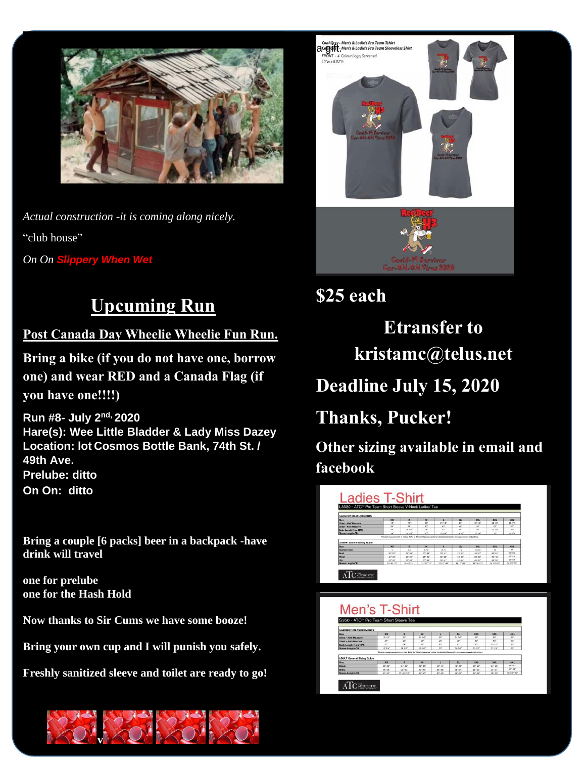*Actual construction -it is coming along nicely.*

"club house"

*On On* ***Slippery When Wet***

## Upcuming Run

**Post Canada Day Wheelie Wheelie Fun Run.**

**Bring a bike (if you do not have one, borrow one) and wear RED and a Canada Flag (if you have one!!!!)**

**Run #8- July 2nd, 2020**
**Hare(s): Wee Little Bladder & Lady Miss Dazey**
**Location: lot Cosmos Bottle Bank, 74th St. / 49th Ave.**
**Prelube: ditto**
**On On: ditto**

**Bring a couple [6 packs] beer in a backpack -have drink will travel**

**one for prelube**
**one for the Hash Hold**

**Now thanks to Sir Cums we have some booze!**

**Bring your own cup and I will punish you safely.**

**Freshly sanitized sleeve and toilet are ready to go!**

Coal Grey - Men's & Ladie's Pro Team Tshirt
a gift. Coal Grey - Men's & Ladie's Pro Team Sleeveless Shirt
FRONT - 4 Colour Logo, Screened
10"w x 8.02"h

Red Deer H3
Covid-19 Survivor
Cor-ON-ON Virus 2020

**$25 each**

**Etransfer to kristamc@telus.net**

**Deadline July 15, 2020**

**Thanks, Pucker!**

**Other sizing available in email and facebook**

Ladies T-Shirt
L3520 - ATC™ Pro Team Short Sleeve V-Neck Ladies' Tee

Men's T-Shirt
S350 - ATC™ Pro Team Short Sleeve Tee